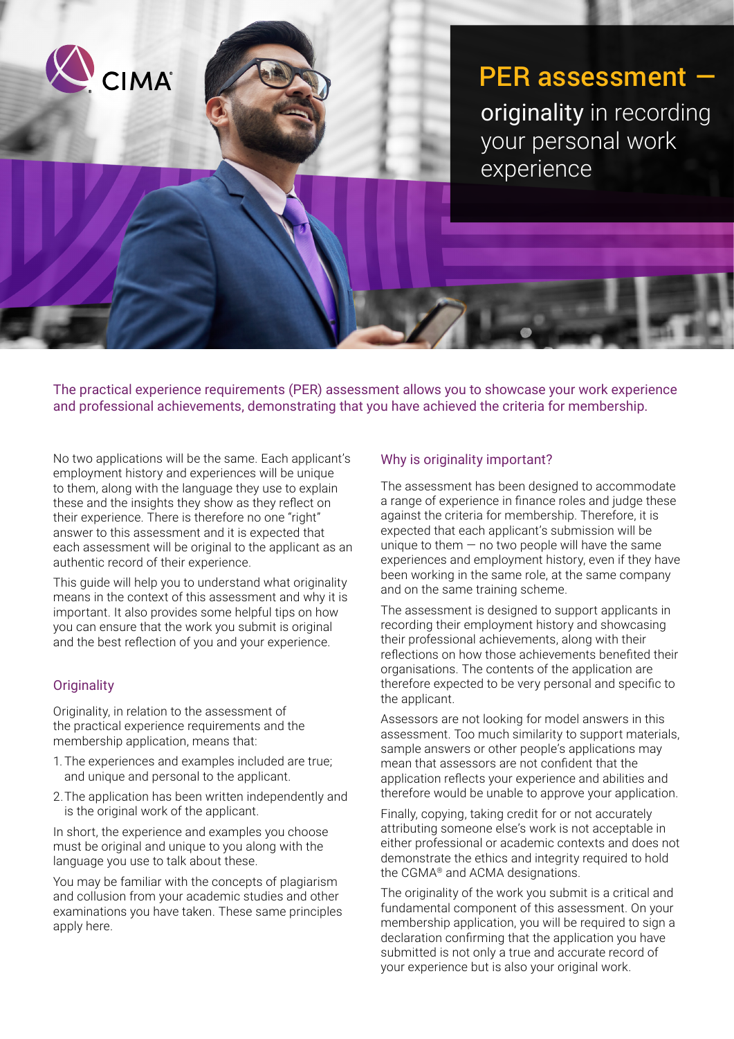CIMA

# PER assessment — originality in recording your personal work experience

The practical experience requirements (PER) assessment allows you to showcase your work experience and professional achievements, demonstrating that you have achieved the criteria for membership.

No two applications will be the same. Each applicant's employment history and experiences will be unique to them, along with the language they use to explain these and the insights they show as they reflect on their experience. There is therefore no one "right" answer to this assessment and it is expected that each assessment will be original to the applicant as an authentic record of their experience.

This guide will help you to understand what originality means in the context of this assessment and why it is important. It also provides some helpful tips on how you can ensure that the work you submit is original and the best reflection of you and your experience.

## Originality

Originality, in relation to the assessment of the practical experience requirements and the membership application, means that:

1. The experiences and examples included are true; and unique and personal to the applicant.
2. The application has been written independently and is the original work of the applicant.

In short, the experience and examples you choose must be original and unique to you along with the language you use to talk about these.

You may be familiar with the concepts of plagiarism and collusion from your academic studies and other examinations you have taken. These same principles apply here.

## Why is originality important?

The assessment has been designed to accommodate a range of experience in finance roles and judge these against the criteria for membership. Therefore, it is expected that each applicant's submission will be unique to them — no two people will have the same experiences and employment history, even if they have been working in the same role, at the same company and on the same training scheme.

The assessment is designed to support applicants in recording their employment history and showcasing their professional achievements, along with their reflections on how those achievements benefited their organisations. The contents of the application are therefore expected to be very personal and specific to the applicant.

Assessors are not looking for model answers in this assessment. Too much similarity to support materials, sample answers or other people's applications may mean that assessors are not confident that the application reflects your experience and abilities and therefore would be unable to approve your application.

Finally, copying, taking credit for or not accurately attributing someone else's work is not acceptable in either professional or academic contexts and does not demonstrate the ethics and integrity required to hold the CGMA® and ACMA designations.

The originality of the work you submit is a critical and fundamental component of this assessment. On your membership application, you will be required to sign a declaration confirming that the application you have submitted is not only a true and accurate record of your experience but is also your original work.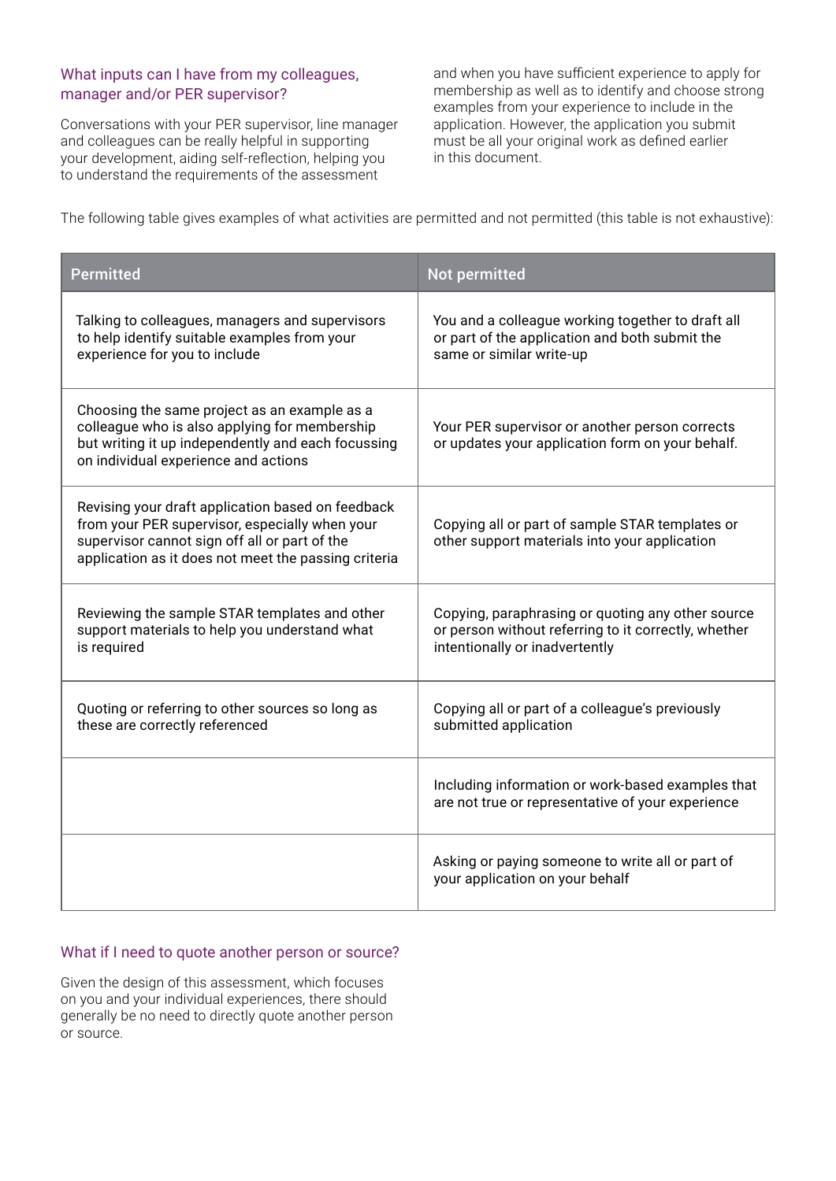### What inputs can I have from my colleagues, manager and/or PER supervisor?

Conversations with your PER supervisor, line manager and colleagues can be really helpful in supporting your development, aiding self-reflection, helping you to understand the requirements of the assessment and when you have sufficient experience to apply for membership as well as to identify and choose strong examples from your experience to include in the application. However, the application you submit must be all your original work as defined earlier in this document.

The following table gives examples of what activities are permitted and not permitted (this table is not exhaustive):

| Permitted | Not permitted |
|---|---|
| Talking to colleagues, managers and supervisors to help identify suitable examples from your experience for you to include | You and a colleague working together to draft all or part of the application and both submit the same or similar write-up |
| Choosing the same project as an example as a colleague who is also applying for membership but writing it up independently and each focussing on individual experience and actions | Your PER supervisor or another person corrects or updates your application form on your behalf. |
| Revising your draft application based on feedback from your PER supervisor, especially when your supervisor cannot sign off all or part of the application as it does not meet the passing criteria | Copying all or part of sample STAR templates or other support materials into your application |
| Reviewing the sample STAR templates and other support materials to help you understand what is required | Copying, paraphrasing or quoting any other source or person without referring to it correctly, whether intentionally or inadvertently |
| Quoting or referring to other sources so long as these are correctly referenced | Copying all or part of a colleague's previously submitted application |
| | Including information or work-based examples that are not true or representative of your experience |
| | Asking or paying someone to write all or part of your application on your behalf |

### What if I need to quote another person or source?

Given the design of this assessment, which focuses on you and your individual experiences, there should generally be no need to directly quote another person or source.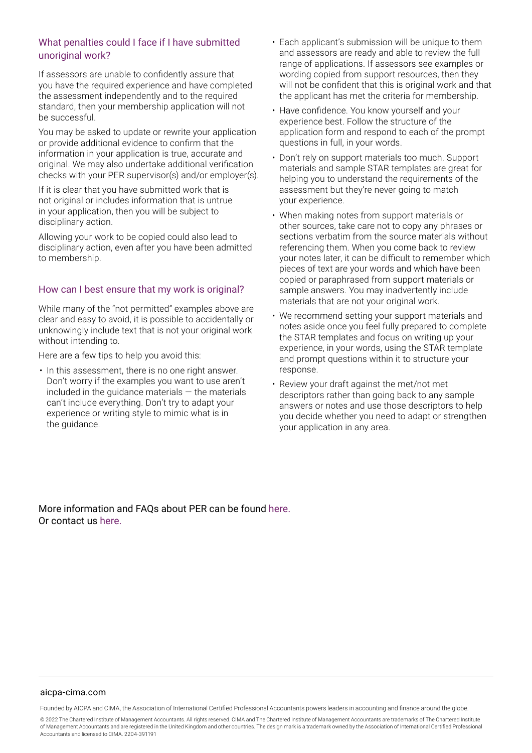## What penalties could I face if I have submitted unoriginal work?

If assessors are unable to confidently assure that you have the required experience and have completed the assessment independently and to the required standard, then your membership application will not be successful.

You may be asked to update or rewrite your application or provide additional evidence to confirm that the information in your application is true, accurate and original. We may also undertake additional verification checks with your PER supervisor(s) and/or employer(s).

If it is clear that you have submitted work that is not original or includes information that is untrue in your application, then you will be subject to disciplinary action.

Allowing your work to be copied could also lead to disciplinary action, even after you have been admitted to membership.

## How can I best ensure that my work is original?

While many of the "not permitted" examples above are clear and easy to avoid, it is possible to accidentally or unknowingly include text that is not your original work without intending to.

Here are a few tips to help you avoid this:

- In this assessment, there is no one right answer. Don't worry if the examples you want to use aren't included in the guidance materials — the materials can't include everything. Don't try to adapt your experience or writing style to mimic what is in the guidance.
- Each applicant's submission will be unique to them and assessors are ready and able to review the full range of applications. If assessors see examples or wording copied from support resources, then they will not be confident that this is original work and that the applicant has met the criteria for membership.
- Have confidence. You know yourself and your experience best. Follow the structure of the application form and respond to each of the prompt questions in full, in your words.
- Don't rely on support materials too much. Support materials and sample STAR templates are great for helping you to understand the requirements of the assessment but they're never going to match your experience.
- When making notes from support materials or other sources, take care not to copy any phrases or sections verbatim from the source materials without referencing them. When you come back to review your notes later, it can be difficult to remember which pieces of text are your words and which have been copied or paraphrased from support materials or sample answers. You may inadvertently include materials that are not your original work.
- We recommend setting your support materials and notes aside once you feel fully prepared to complete the STAR templates and focus on writing up your experience, in your words, using the STAR template and prompt questions within it to structure your response.
- Review your draft against the met/not met descriptors rather than going back to any sample answers or notes and use those descriptors to help you decide whether you need to adapt or strengthen your application in any area.

More information and FAQs about PER can be found here.
Or contact us here.

aicpa-cima.com

Founded by AICPA and CIMA, the Association of International Certified Professional Accountants powers leaders in accounting and finance around the globe.

© 2022 The Chartered Institute of Management Accountants. All rights reserved. CIMA and The Chartered Institute of Management Accountants are trademarks of The Chartered Institute of Management Accountants and are registered in the United Kingdom and other countries. The design mark is a trademark owned by the Association of International Certified Professional Accountants and licensed to CIMA. 2204-391191